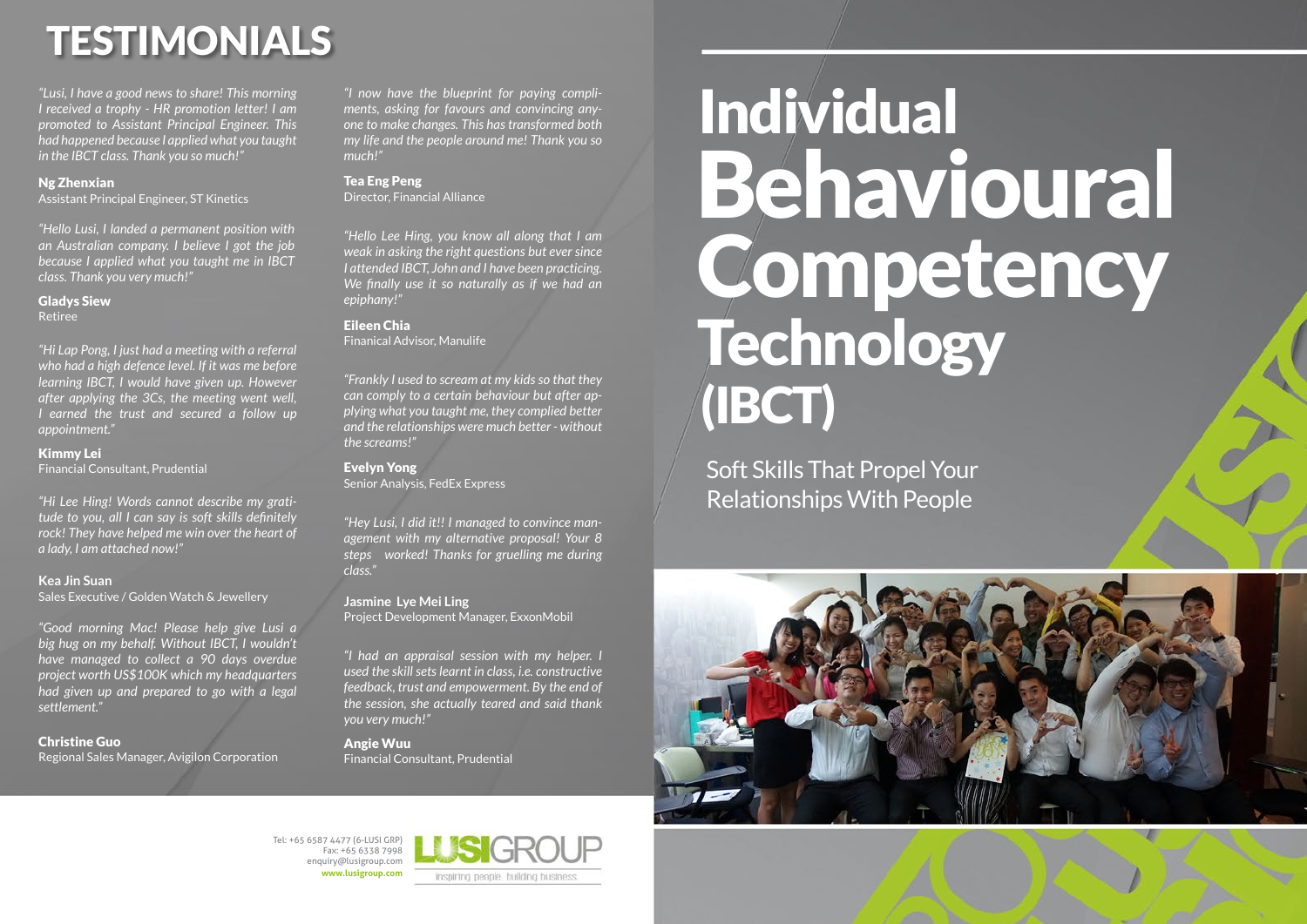# TESTIMONIALS

*"Lusi, I have a good news to share! This morning I received a trophy - HR promotion letter! I am promoted to Assistant Principal Engineer. This had happened because I applied what you taught in the IBCT class. Thank you so much!"*

**Ng Zhenxian**
Assistant Principal Engineer, ST Kinetics

*"Hello Lusi, I landed a permanent position with an Australian company. I believe I got the job because I applied what you taught me in IBCT class. Thank you very much!"*

**Gladys Siew**
Retiree

*"Hi Lap Pong, I just had a meeting with a referral who had a high defence level. If it was me before learning IBCT, I would have given up. However after applying the 3Cs, the meeting went well, I earned the trust and secured a follow up appointment."*

**Kimmy Lei**
Financial Consultant, Prudential

*"Hi Lee Hing! Words cannot describe my gratitude to you, all I can say is soft skills definitely rock! They have helped me win over the heart of a lady, I am attached now!"*

**Kea Jin Suan**
Sales Executive / Golden Watch & Jewellery

*"Good morning Mac! Please help give Lusi a big hug on my behalf. Without IBCT, I wouldn't have managed to collect a 90 days overdue project worth US$100K which my headquarters had given up and prepared to go with a legal settlement."*

**Christine Guo**
Regional Sales Manager, Avigilon Corporation

*"I now have the blueprint for paying compliments, asking for favours and convincing anyone to make changes. This has transformed both my life and the people around me! Thank you so much!"*

**Tea Eng Peng**
Director, Financial Alliance

*"Hello Lee Hing, you know all along that I am weak in asking the right questions but ever since I attended IBCT, John and I have been practicing. We finally use it so naturally as if we had an epiphany!"*

**Eileen Chia**
Finanical Advisor, Manulife

*"Frankly I used to scream at my kids so that they can comply to a certain behaviour but after applying what you taught me, they complied better and the relationships were much better - without the screams!"*

**Evelyn Yong**
Senior Analysis, FedEx Express

*"Hey Lusi, I did it!! I managed to convince management with my alternative proposal! Your 8 steps worked! Thanks for gruelling me during class."*

**Jasmine Lye Mei Ling**
Project Development Manager, ExxonMobil

*"I had an appraisal session with my helper. I used the skill sets learnt in class, i.e. constructive feedback, trust and empowerment. By the end of the session, she actually teared and said thank you very much!"*

**Angie Wuu**
Financial Consultant, Prudential

Tel: +65 6587 4477 (6-LUSI GRP)
Fax: +65 6338 7998
enquiry@lusigroup.com
**www.lusigroup.com**

LUSIGROUP
inspiring people. building business.

# Individual Behavioural Competency Technology (IBCT)

## Soft Skills That Propel Your Relationships With People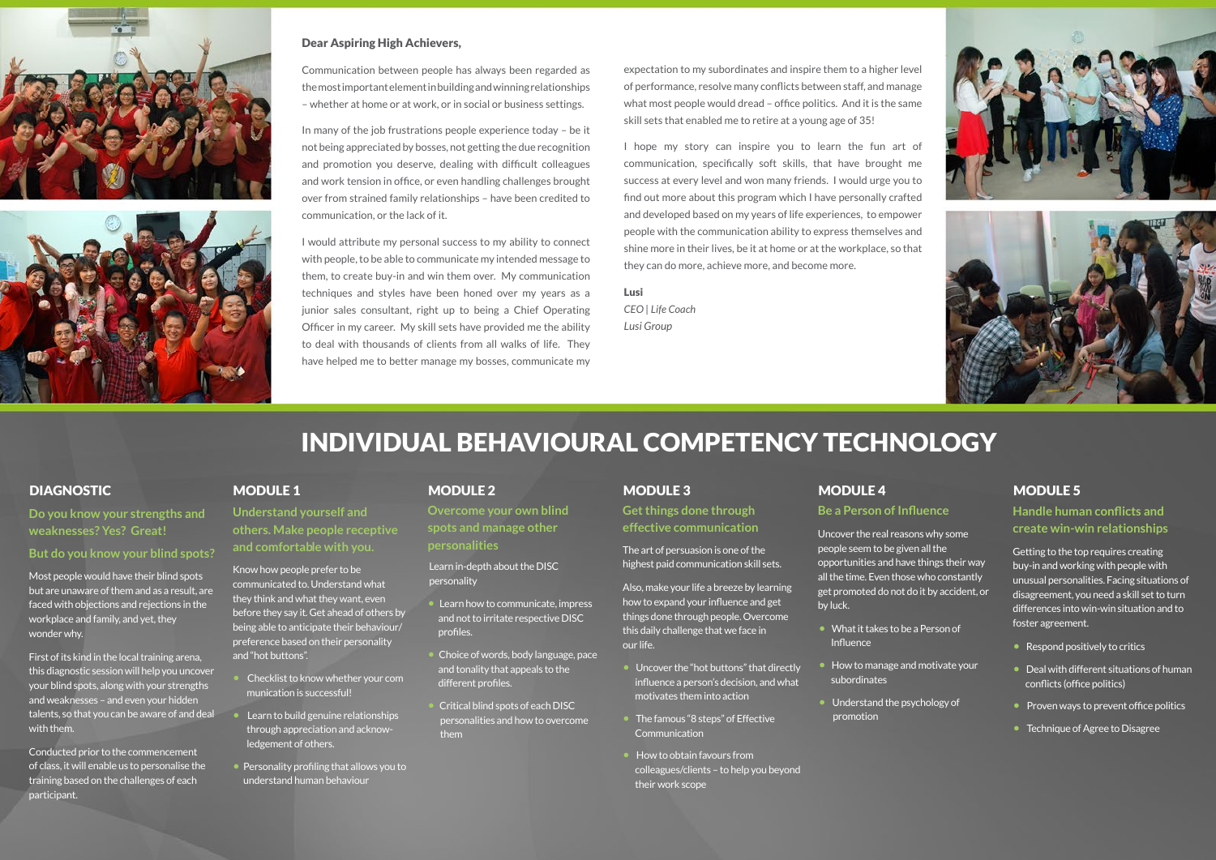**Dear Aspiring High Achievers,**

Communication between people has always been regarded as the most important element in building and winning relationships – whether at home or at work, or in social or business settings.

In many of the job frustrations people experience today – be it not being appreciated by bosses, not getting the due recognition and promotion you deserve, dealing with difficult colleagues and work tension in office, or even handling challenges brought over from strained family relationships – have been credited to communication, or the lack of it.

I would attribute my personal success to my ability to connect with people, to be able to communicate my intended message to them, to create buy-in and win them over. My communication techniques and styles have been honed over my years as a junior sales consultant, right up to being a Chief Operating Officer in my career. My skill sets have provided me the ability to deal with thousands of clients from all walks of life. They have helped me to better manage my bosses, communicate my expectation to my subordinates and inspire them to a higher level of performance, resolve many conflicts between staff, and manage what most people would dread – office politics. And it is the same skill sets that enabled me to retire at a young age of 35!

I hope my story can inspire you to learn the fun art of communication, specifically soft skills, that have brought me success at every level and won many friends. I would urge you to find out more about this program which I have personally crafted and developed based on my years of life experiences, to empower people with the communication ability to express themselves and shine more in their lives, be it at home or at the workplace, so that they can do more, achieve more, and become more.

**Lusi**
*CEO | Life Coach*
*Lusi Group*

# INDIVIDUAL BEHAVIOURAL COMPETENCY TECHNOLOGY

## DIAGNOSTIC

### Do you know your strengths and weaknesses? Yes? Great!

### But do you know your blind spots?

Most people would have their blind spots but are unaware of them and as a result, are faced with objections and rejections in the workplace and family, and yet, they wonder why.

First of its kind in the local training arena, this diagnostic session will help you uncover your blind spots, along with your strengths and weaknesses – and even your hidden talents, so that you can be aware of and deal with them.

Conducted prior to the commencement of class, it will enable us to personalise the training based on the challenges of each participant.

## MODULE 1

### Understand yourself and others. Make people receptive and comfortable with you.

Know how people prefer to be communicated to. Understand what they think and what they want, even before they say it. Get ahead of others by being able to anticipate their behaviour/ preference based on their personality and "hot buttons".

- Checklist to know whether your communication is successful!
- Learn to build genuine relationships through appreciation and acknowledgement of others.
- Personality profiling that allows you to understand human behaviour

## MODULE 2

### Overcome your own blind spots and manage other personalities

Learn in-depth about the DISC personality

- Learn how to communicate, impress and not to irritate respective DISC profiles.
- Choice of words, body language, pace and tonality that appeals to the different profiles.
- Critical blind spots of each DISC personalities and how to overcome them

## MODULE 3

### Get things done through effective communication

The art of persuasion is one of the highest paid communication skill sets.

Also, make your life a breeze by learning how to expand your influence and get things done through people. Overcome this daily challenge that we face in our life.

- Uncover the "hot buttons" that directly influence a person's decision, and what motivates them into action
- The famous "8 steps" of Effective Communication
- How to obtain favours from colleagues/clients – to help you beyond their work scope

## MODULE 4

### Be a Person of Influence

Uncover the real reasons why some people seem to be given all the opportunities and have things their way all the time. Even those who constantly get promoted do not do it by accident, or by luck.

- What it takes to be a Person of Influence
- How to manage and motivate your subordinates
- Understand the psychology of promotion

## MODULE 5

### Handle human conflicts and create win-win relationships

Getting to the top requires creating buy-in and working with people with unusual personalities. Facing situations of disagreement, you need a skill set to turn differences into win-win situation and to foster agreement.

- Respond positively to critics
- Deal with different situations of human conflicts (office politics)
- Proven ways to prevent office politics
- Technique of Agree to Disagree